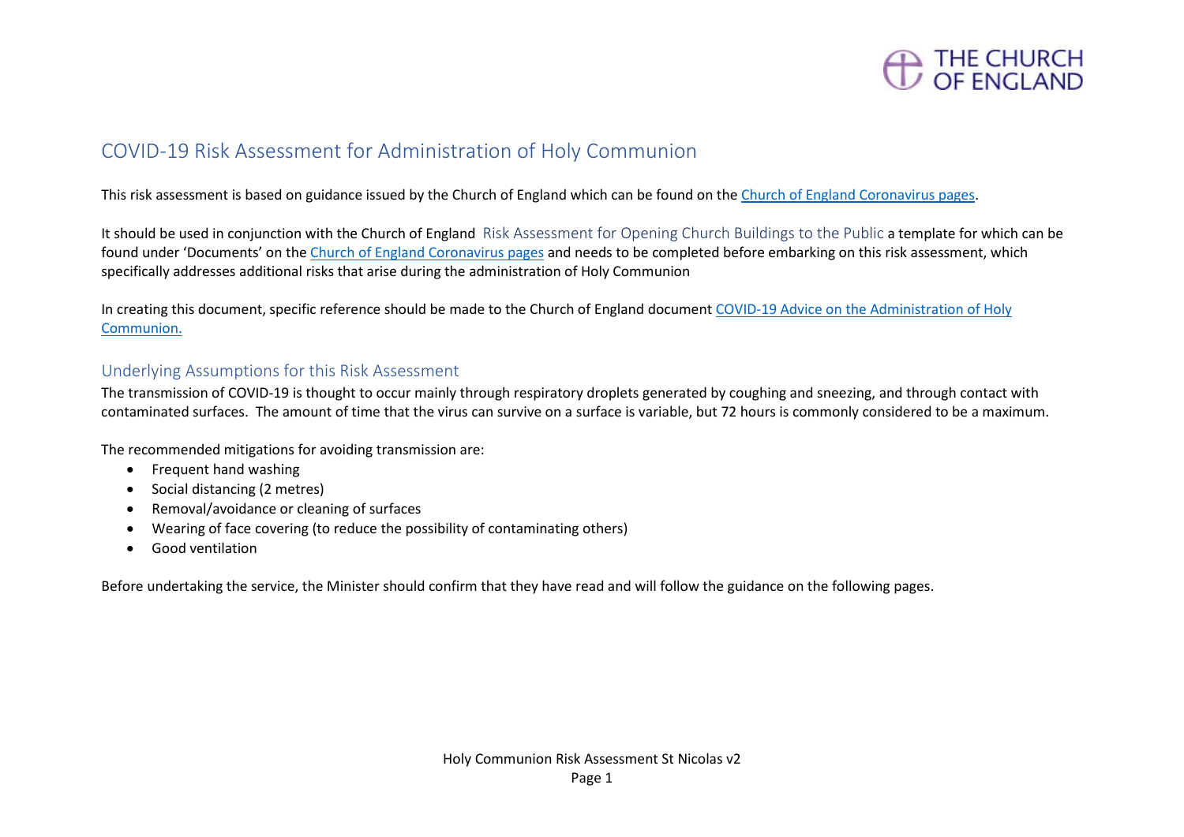# COVID-19 Risk Assessment for Administration of Holy Communion

This risk assessment is based on guidance issued by the Church of England which can be found on the Church of England Coronavirus pages.

It should be used in conjunction with the Church of England Risk Assessment for Opening Church Buildings to the Public a template for which can be found under 'Documents' on the Church of England Coronavirus pages and needs to be completed before embarking on this risk assessment, which specifically addresses additional risks that arise during the administration of Holy Communion

In creating this document, specific reference should be made to the Church of England document COVID-19 Advice on the Administration of Holy Communion.

## Underlying Assumptions for this Risk Assessment

The transmission of COVID-19 is thought to occur mainly through respiratory droplets generated by coughing and sneezing, and through contact with contaminated surfaces. The amount of time that the virus can survive on a surface is variable, but 72 hours is commonly considered to be a maximum.

The recommended mitigations for avoiding transmission are:

- Frequent hand washing
- Social distancing (2 metres)
- Removal/avoidance or cleaning of surfaces
- Wearing of face covering (to reduce the possibility of contaminating others)
- Good ventilation

Before undertaking the service, the Minister should confirm that they have read and will follow the guidance on the following pages.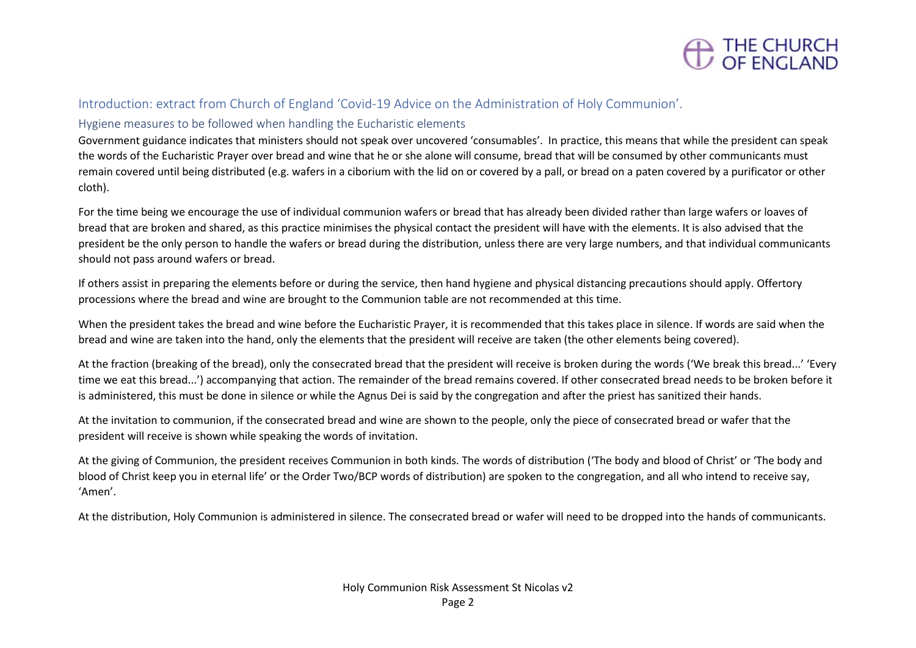## Introduction: extract from Church of England 'Covid-19 Advice on the Administration of Holy Communion'.

### Hygiene measures to be followed when handling the Eucharistic elements

Government guidance indicates that ministers should not speak over uncovered 'consumables'. In practice, this means that while the president can speak the words of the Eucharistic Prayer over bread and wine that he or she alone will consume, bread that will be consumed by other communicants must remain covered until being distributed (e.g. wafers in a ciborium with the lid on or covered by a pall, or bread on a paten covered by a purificator or other cloth).

For the time being we encourage the use of individual communion wafers or bread that has already been divided rather than large wafers or loaves of bread that are broken and shared, as this practice minimises the physical contact the president will have with the elements. It is also advised that the president be the only person to handle the wafers or bread during the distribution, unless there are very large numbers, and that individual communicants should not pass around wafers or bread.

If others assist in preparing the elements before or during the service, then hand hygiene and physical distancing precautions should apply. Offertory processions where the bread and wine are brought to the Communion table are not recommended at this time.

When the president takes the bread and wine before the Eucharistic Prayer, it is recommended that this takes place in silence. If words are said when the bread and wine are taken into the hand, only the elements that the president will receive are taken (the other elements being covered).

At the fraction (breaking of the bread), only the consecrated bread that the president will receive is broken during the words ('We break this bread...' 'Every time we eat this bread...') accompanying that action. The remainder of the bread remains covered. If other consecrated bread needs to be broken before it is administered, this must be done in silence or while the Agnus Dei is said by the congregation and after the priest has sanitized their hands.

At the invitation to communion, if the consecrated bread and wine are shown to the people, only the piece of consecrated bread or wafer that the president will receive is shown while speaking the words of invitation.

At the giving of Communion, the president receives Communion in both kinds. The words of distribution ('The body and blood of Christ' or 'The body and blood of Christ keep you in eternal life' or the Order Two/BCP words of distribution) are spoken to the congregation, and all who intend to receive say, 'Amen'.

At the distribution, Holy Communion is administered in silence. The consecrated bread or wafer will need to be dropped into the hands of communicants.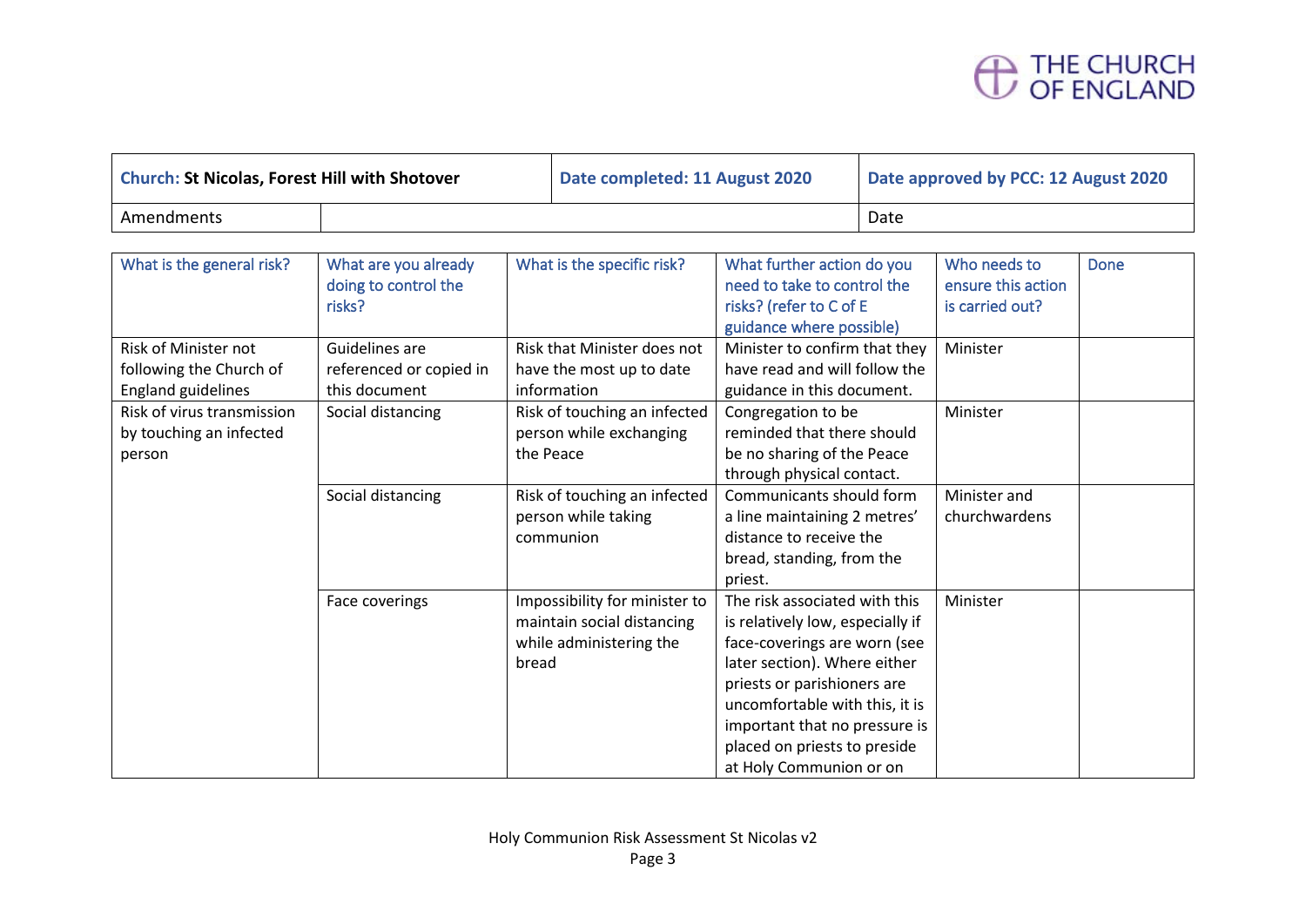| **Church:** **St Nicolas, Forest Hill with Shotover** | | **Date completed: 11 August 2020** | **Date approved by PCC: 12 August 2020** |
|---|---|---|---|
| Amendments | | | Date |

| What is the general risk? | What are you already doing to control the risks? | What is the specific risk? | What further action do you need to take to control the risks? (refer to C of E guidance where possible) | Who needs to ensure this action is carried out? | Done |
|---|---|---|---|---|---|
| Risk of Minister not following the Church of England guidelines | Guidelines are referenced or copied in this document | Risk that Minister does not have the most up to date information | Minister to confirm that they have read and will follow the guidance in this document. | Minister | |
| Risk of virus transmission by touching an infected person | Social distancing | Risk of touching an infected person while exchanging the Peace | Congregation to be reminded that there should be no sharing of the Peace through physical contact. | Minister | |
| | Social distancing | Risk of touching an infected person while taking communion | Communicants should form a line maintaining 2 metres' distance to receive the bread, standing, from the priest. | Minister and churchwardens | |
| | Face coverings | Impossibility for minister to maintain social distancing while administering the bread | The risk associated with this is relatively low, especially if face-coverings are worn (see later section). Where either priests or parishioners are uncomfortable with this, it is important that no pressure is placed on priests to preside at Holy Communion or on | Minister | |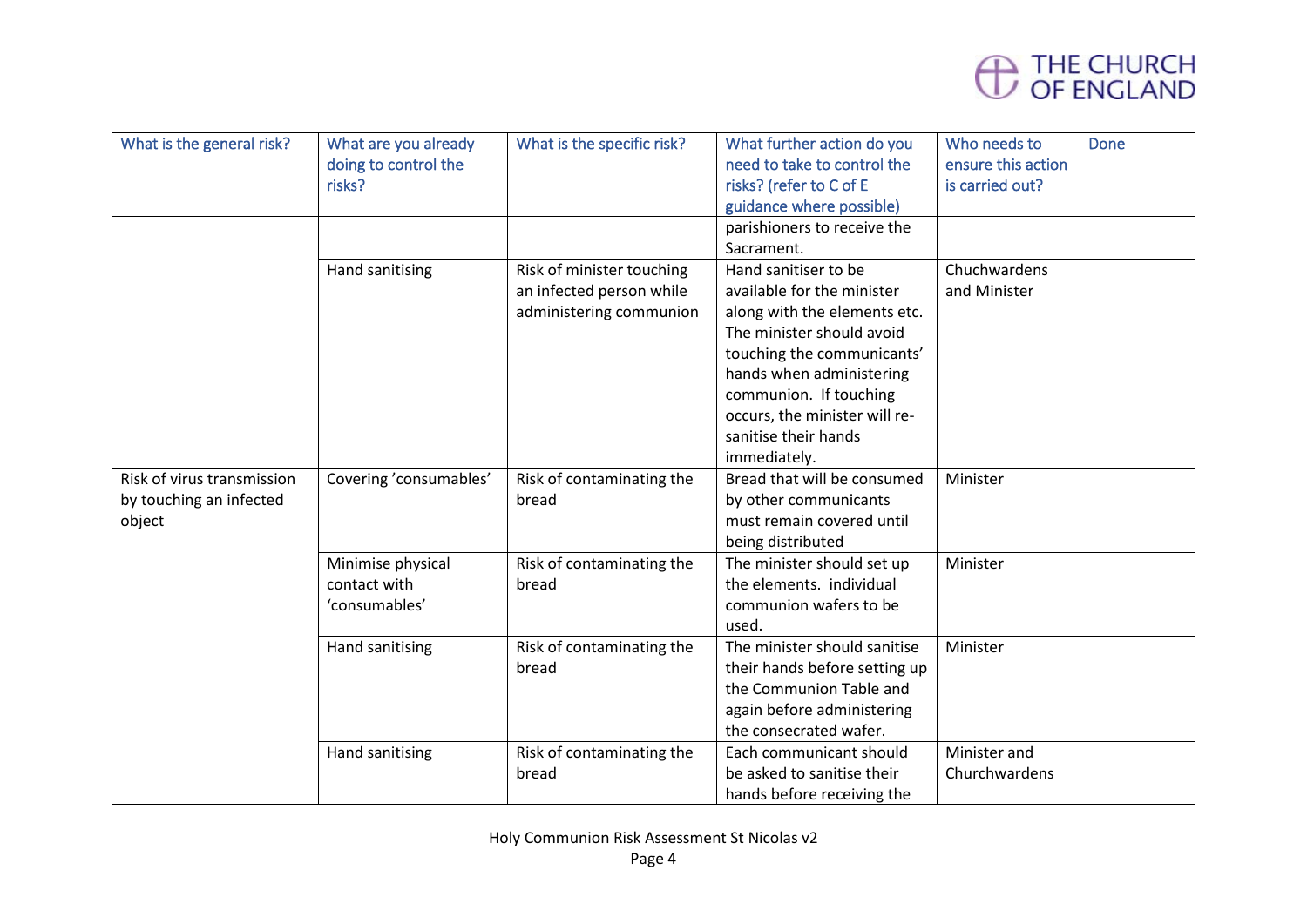| What is the general risk? | What are you already doing to control the risks? | What is the specific risk? | What further action do you need to take to control the risks? (refer to C of E guidance where possible) | Who needs to ensure this action is carried out? | Done |
|---|---|---|---|---|---|
| | | | parishioners to receive the Sacrament. | | |
| | Hand sanitising | Risk of minister touching an infected person while administering communion | Hand sanitiser to be available for the minister along with the elements etc. The minister should avoid touching the communicants' hands when administering communion. If touching occurs, the minister will re-sanitise their hands immediately. | Chuchwardens and Minister | |
| Risk of virus transmission by touching an infected object | Covering 'consumables' | Risk of contaminating the bread | Bread that will be consumed by other communicants must remain covered until being distributed | Minister | |
| | Minimise physical contact with 'consumables' | Risk of contaminating the bread | The minister should set up the elements. individual communion wafers to be used. | Minister | |
| | Hand sanitising | Risk of contaminating the bread | The minister should sanitise their hands before setting up the Communion Table and again before administering the consecrated wafer. | Minister | |
| | Hand sanitising | Risk of contaminating the bread | Each communicant should be asked to sanitise their hands before receiving the | Minister and Churchwardens | |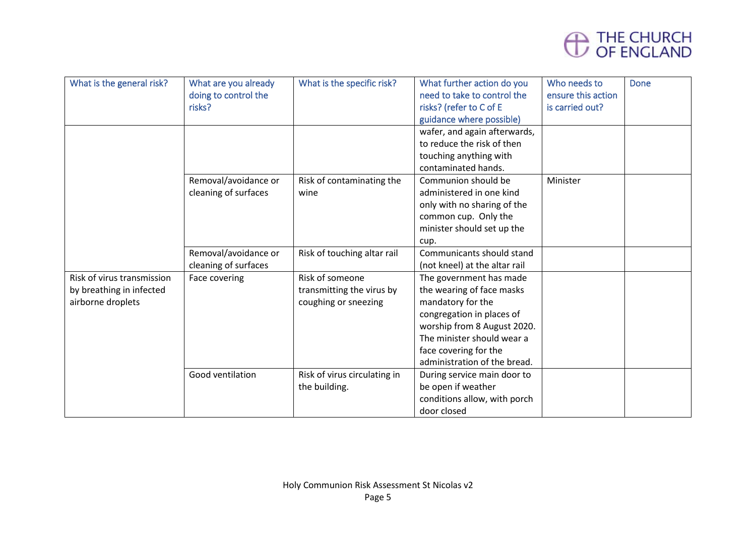| What is the general risk? | What are you already doing to control the risks? | What is the specific risk? | What further action do you need to take to control the risks? (refer to C of E guidance where possible) | Who needs to ensure this action is carried out? | Done |
|---|---|---|---|---|---|
| | | | wafer, and again afterwards, to reduce the risk of then touching anything with contaminated hands. | | |
| | Removal/avoidance or cleaning of surfaces | Risk of contaminating the wine | Communion should be administered in one kind only with no sharing of the common cup. Only the minister should set up the cup. | Minister | |
| | Removal/avoidance or cleaning of surfaces | Risk of touching altar rail | Communicants should stand (not kneel) at the altar rail | | |
| Risk of virus transmission by breathing in infected airborne droplets | Face covering | Risk of someone transmitting the virus by coughing or sneezing | The government has made the wearing of face masks mandatory for the congregation in places of worship from 8 August 2020. The minister should wear a face covering for the administration of the bread. | | |
| | Good ventilation | Risk of virus circulating in the building. | During service main door to be open if weather conditions allow, with porch door closed | | |